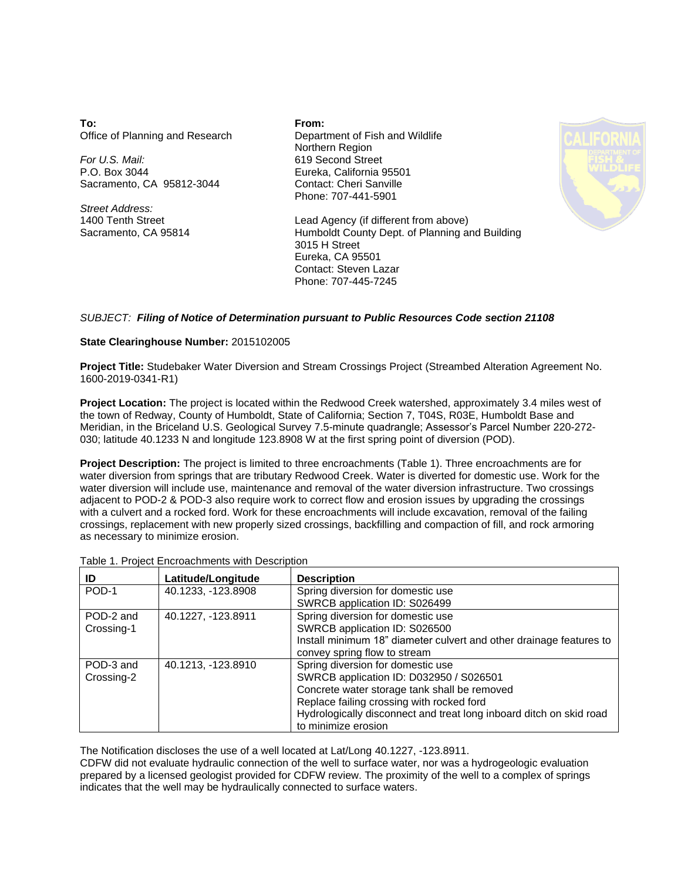**To:**
Office of Planning and Research

*For U.S. Mail:*
P.O. Box 3044
Sacramento, CA 95812-3044

*Street Address:*
1400 Tenth Street
Sacramento, CA 95814

**From:**
Department of Fish and Wildlife
Northern Region
619 Second Street
Eureka, California 95501
Contact: Cheri Sanville
Phone: 707-441-5901

Lead Agency (if different from above)
Humboldt County Dept. of Planning and Building
3015 H Street
Eureka, CA 95501
Contact: Steven Lazar
Phone: 707-445-7245

*SUBJECT:* ***Filing of Notice of Determination pursuant to Public Resources Code section 21108***

**State Clearinghouse Number:** 2015102005

**Project Title:** Studebaker Water Diversion and Stream Crossings Project (Streambed Alteration Agreement No. 1600-2019-0341-R1)

**Project Location:** The project is located within the Redwood Creek watershed, approximately 3.4 miles west of the town of Redway, County of Humboldt, State of California; Section 7, T04S, R03E, Humboldt Base and Meridian, in the Briceland U.S. Geological Survey 7.5-minute quadrangle; Assessor's Parcel Number 220-272-030; latitude 40.1233 N and longitude 123.8908 W at the first spring point of diversion (POD).

**Project Description:** The project is limited to three encroachments (Table 1). Three encroachments are for water diversion from springs that are tributary Redwood Creek. Water is diverted for domestic use. Work for the water diversion will include use, maintenance and removal of the water diversion infrastructure. Two crossings adjacent to POD-2 & POD-3 also require work to correct flow and erosion issues by upgrading the crossings with a culvert and a rocked ford. Work for these encroachments will include excavation, removal of the failing crossings, replacement with new properly sized crossings, backfilling and compaction of fill, and rock armoring as necessary to minimize erosion.

Table 1. Project Encroachments with Description

| ID | Latitude/Longitude | Description |
|---|---|---|
| POD-1 | 40.1233, -123.8908 | Spring diversion for domestic use<br>SWRCB application ID: S026499 |
| POD-2 and Crossing-1 | 40.1227, -123.8911 | Spring diversion for domestic use<br>SWRCB application ID: S026500<br>Install minimum 18" diameter culvert and other drainage features to convey spring flow to stream |
| POD-3 and Crossing-2 | 40.1213, -123.8910 | Spring diversion for domestic use<br>SWRCB application ID: D032950 / S026501<br>Concrete water storage tank shall be removed<br>Replace failing crossing with rocked ford<br>Hydrologically disconnect and treat long inboard ditch on skid road to minimize erosion |

The Notification discloses the use of a well located at Lat/Long 40.1227, -123.8911.
CDFW did not evaluate hydraulic connection of the well to surface water, nor was a hydrogeologic evaluation prepared by a licensed geologist provided for CDFW review. The proximity of the well to a complex of springs indicates that the well may be hydraulically connected to surface waters.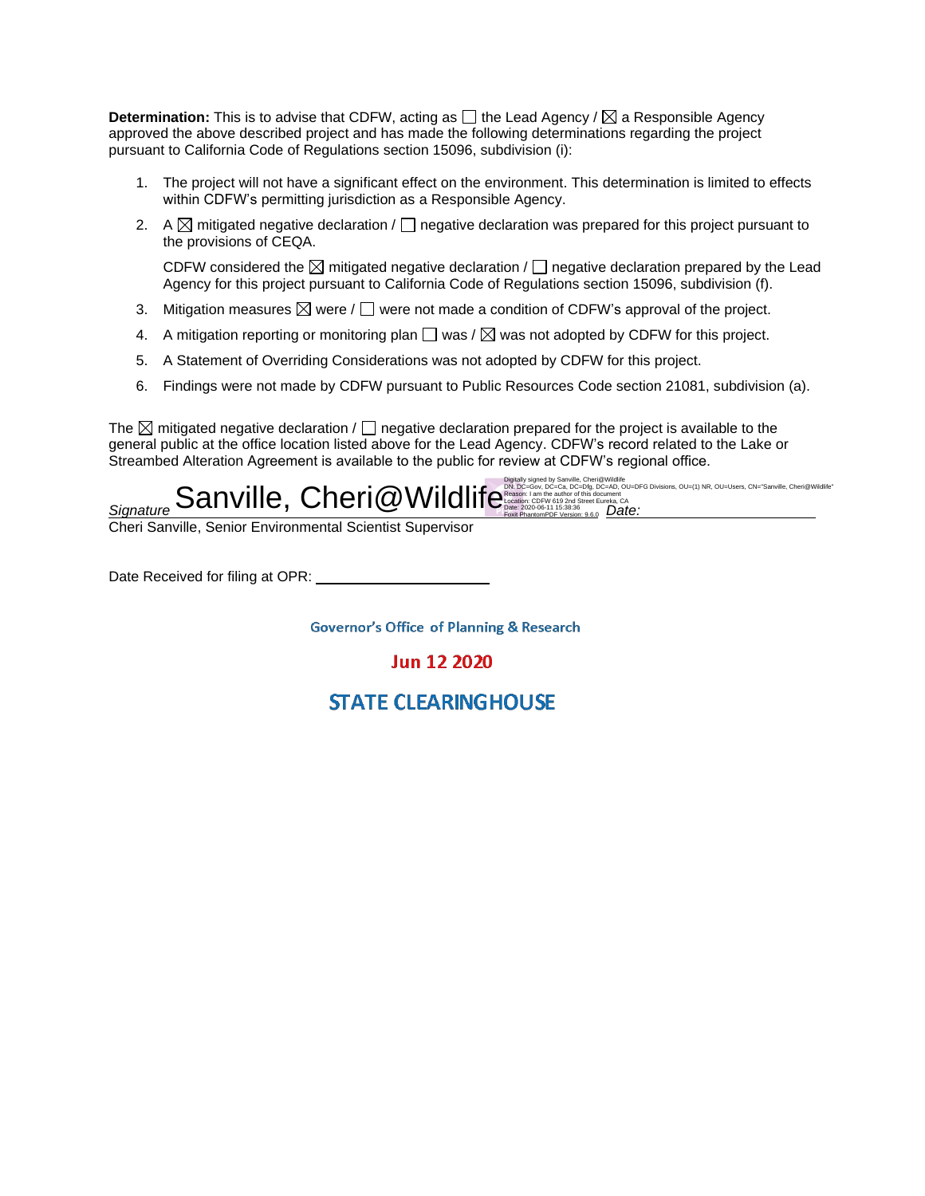**Determination:** This is to advise that CDFW, acting as ☐ the Lead Agency / ☒ a Responsible Agency approved the above described project and has made the following determinations regarding the project pursuant to California Code of Regulations section 15096, subdivision (i):

1. The project will not have a significant effect on the environment. This determination is limited to effects within CDFW's permitting jurisdiction as a Responsible Agency.
2. A ☒ mitigated negative declaration / ☐ negative declaration was prepared for this project pursuant to the provisions of CEQA.

   CDFW considered the ☒ mitigated negative declaration / ☐ negative declaration prepared by the Lead Agency for this project pursuant to California Code of Regulations section 15096, subdivision (f).
3. Mitigation measures ☒ were / ☐ were not made a condition of CDFW's approval of the project.
4. A mitigation reporting or monitoring plan ☐ was / ☒ was not adopted by CDFW for this project.
5. A Statement of Overriding Considerations was not adopted by CDFW for this project.
6. Findings were not made by CDFW pursuant to Public Resources Code section 21081, subdivision (a).

The ☒ mitigated negative declaration / ☐ negative declaration prepared for the project is available to the general public at the office location listed above for the Lead Agency. CDFW's record related to the Lake or Streambed Alteration Agreement is available to the public for review at CDFW's regional office.

*Signature* Sanville, Cheri@Wildlife

Digitally signed by Sanville, Cheri@Wildlife
DN: DC=Gov, DC=Ca, DC=Dfg, DC=AD, OU=DFG Divisions, OU=(1) NR, OU=Users, CN="Sanville, Cheri@Wildlife"
Reason: I am the author of this document
Location: CDFW 619 2nd Street Eureka, CA
Date: 2020-06-11 15:38:36
Foxit PhantomPDF Version: 9.6.0

*Date:* ______________________

Cheri Sanville, Senior Environmental Scientist Supervisor

Date Received for filing at OPR: ______________________

Governor's Office of Planning & Research

Jun 12 2020

STATE CLEARINGHOUSE